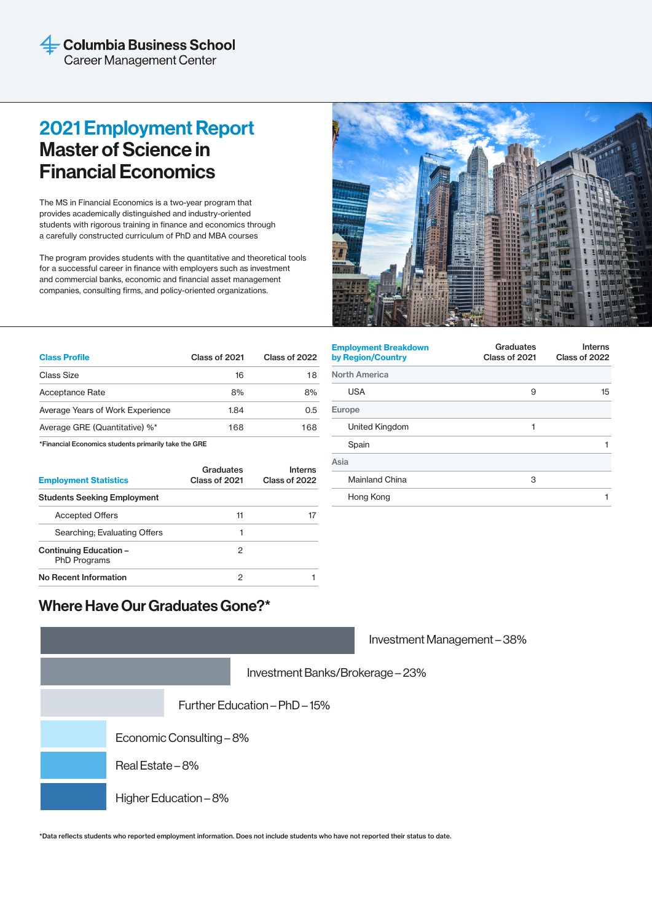Columbia Business School
Career Management Center

# 2021 Employment Report
# Master of Science in Financial Economics

The MS in Financial Economics is a two-year program that provides academically distinguished and industry-oriented students with rigorous training in finance and economics through a carefully constructed curriculum of PhD and MBA courses

The program provides students with the quantitative and theoretical tools for a successful career in finance with employers such as investment and commercial banks, economic and financial asset management companies, consulting firms, and policy-oriented organizations.

| Class Profile | Class of 2021 | Class of 2022 |
|---|---|---|
| Class Size | 16 | 18 |
| Acceptance Rate | 8% | 8% |
| Average Years of Work Experience | 1.84 | 0.5 |
| Average GRE (Quantitative) %* | 168 | 168 |

*Financial Economics students primarily take the GRE

| Employment Statistics | Graduates Class of 2021 | Interns Class of 2022 |
|---|---|---|
| **Students Seeking Employment** | | |
| Accepted Offers | 11 | 17 |
| Searching; Evaluating Offers | 1 | |
| **Continuing Education – PhD Programs** | 2 | |
| **No Recent Information** | 2 | 1 |

| Employment Breakdown by Region/Country | Graduates Class of 2021 | Interns Class of 2022 |
|---|---|---|
| **North America** | | |
| USA | 9 | 15 |
| **Europe** | | |
| United Kingdom | 1 | |
| Spain | | 1 |
| **Asia** | | |
| Mainland China | 3 | |
| Hong Kong | | 1 |

## Where Have Our Graduates Gone?*

- Investment Management – 38%
- Investment Banks/Brokerage – 23%
- Further Education – PhD – 15%
- Economic Consulting – 8%
- Real Estate – 8%
- Higher Education – 8%

*Data reflects students who reported employment information. Does not include students who have not reported their status to date.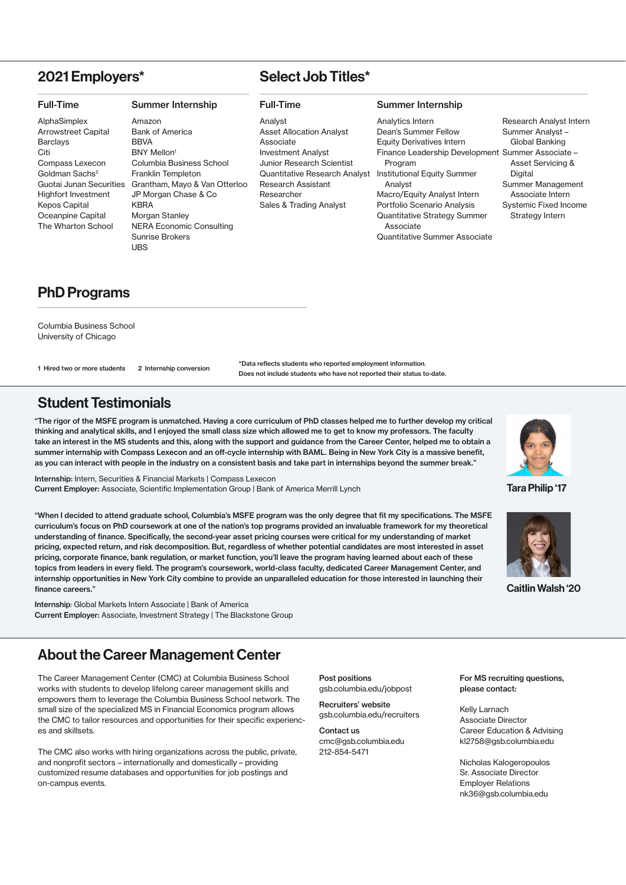## 2021 Employers*

### Full-Time

AlphaSimplex
Arrowstreet Capital
Barclays
Citi
Compass Lexecon
Goldman Sachs[2]
Guotai Junan Securities
Highfort Investment
Kepos Capital
Oceanpine Capital
The Wharton School

### Summer Internship

Amazon
Bank of America
BBVA
BNY Mellon[1]
Columbia Business School
Franklin Templeton
Grantham, Mayo & Van Otterloo
JP Morgan Chase & Co
KBRA
Morgan Stanley
NERA Economic Consulting
Sunrise Brokers
UBS

## Select Job Titles*

### Full-Time

Analyst
Asset Allocation Analyst
Associate
Investment Analyst
Junior Research Scientist
Quantitative Research Analyst
Research Assistant
Researcher
Sales & Trading Analyst

### Summer Internship

Analytics Intern
Dean's Summer Fellow
Equity Derivatives Intern
Finance Leadership Development Program
Institutional Equity Summer Analyst
Macro/Equity Analyst Intern
Portfolio Scenario Analysis
Quantitative Strategy Summer Associate
Quantitative Summer Associate
Research Analyst Intern
Summer Analyst – Global Banking
Summer Associate – Asset Servicing & Digital
Summer Management Associate Intern
Systemic Fixed Income Strategy Intern

## PhD Programs

Columbia Business School
University of Chicago

1 Hired two or more students  2 Internship conversion

*Data reflects students who reported employment information. Does not include students who have not reported their status to-date.

## Student Testimonials

**"The rigor of the MSFE program is unmatched. Having a core curriculum of PhD classes helped me to further develop my critical thinking and analytical skills, and I enjoyed the small class size which allowed me to get to know my professors. The faculty take an interest in the MS students and this, along with the support and guidance from the Career Center, helped me to obtain a summer internship with Compass Lexecon and an off-cycle internship with BAML. Being in New York City is a massive benefit, as you can interact with people in the industry on a consistent basis and take part in internships beyond the summer break."**

**Internship:** Intern, Securities & Financial Markets | Compass Lexecon
**Current Employer:** Associate, Scientific Implementation Group | Bank of America Merrill Lynch

**Tara Philip '17**

**"When I decided to attend graduate school, Columbia's MSFE program was the only degree that fit my specifications. The MSFE curriculum's focus on PhD coursework at one of the nation's top programs provided an invaluable framework for my theoretical understanding of finance. Specifically, the second-year asset pricing courses were critical for my understanding of market pricing, expected return, and risk decomposition. But, regardless of whether potential candidates are most interested in asset pricing, corporate finance, bank regulation, or market function, you'll leave the program having learned about each of these topics from leaders in every field. The program's coursework, world-class faculty, dedicated Career Management Center, and internship opportunities in New York City combine to provide an unparalleled education for those interested in launching their finance careers."**

**Internship**: Global Markets Intern Associate | Bank of America
**Current Employer:** Associate, Investment Strategy | The Blackstone Group

**Caitlin Walsh '20**

## About the Career Management Center

The Career Management Center (CMC) at Columbia Business School works with students to develop lifelong career management skills and empowers them to leverage the Columbia Business School network. The small size of the specialized MS in Financial Economics program allows the CMC to tailor resources and opportunities for their specific experiences and skillsets.

The CMC also works with hiring organizations across the public, private, and nonprofit sectors – internationally and domestically – providing customized resume databases and opportunities for job postings and on-campus events.

**Post positions**
gsb.columbia.edu/jobpost

**Recruiters' website**
gsb.columbia.edu/recruiters

**Contact us**
cmc@gsb.columbia.edu
212-854-5471

**For MS recruiting questions, please contact:**

Kelly Larnach
Associate Director
Career Education & Advising
kl2758@gsb.columbia.edu

Nicholas Kalogeropoulos
Sr. Associate Director
Employer Relations
nk36@gsb.columbia.edu